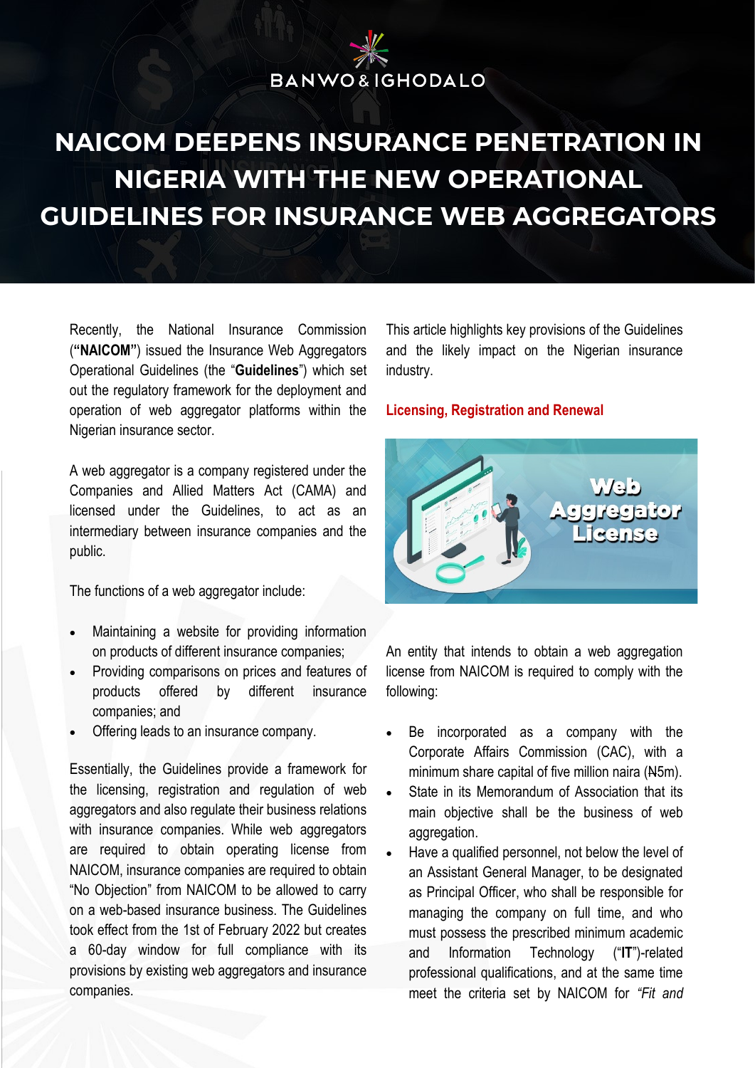BANWO & IGHODALO

# NAICOM DEEPENS INSURANCE PENETRATION IN NIGERIA WITH THE NEW OPERATIONAL GUIDELINES FOR INSURANCE WEB AGGREGATORS

Recently, the National Insurance Commission (**"NAICOM"**) issued the Insurance Web Aggregators Operational Guidelines (the "**Guidelines**") which set out the regulatory framework for the deployment and operation of web aggregator platforms within the Nigerian insurance sector.

A web aggregator is a company registered under the Companies and Allied Matters Act (CAMA) and licensed under the Guidelines, to act as an intermediary between insurance companies and the public.

The functions of a web aggregator include:

- Maintaining a website for providing information on products of different insurance companies;
- Providing comparisons on prices and features of products offered by different insurance companies; and
- Offering leads to an insurance company.

Essentially, the Guidelines provide a framework for the licensing, registration and regulation of web aggregators and also regulate their business relations with insurance companies. While web aggregators are required to obtain operating license from NAICOM, insurance companies are required to obtain "No Objection" from NAICOM to be allowed to carry on a web-based insurance business. The Guidelines took effect from the 1st of February 2022 but creates a 60-day window for full compliance with its provisions by existing web aggregators and insurance companies.

This article highlights key provisions of the Guidelines and the likely impact on the Nigerian insurance industry.

## Licensing, Registration and Renewal

An entity that intends to obtain a web aggregation license from NAICOM is required to comply with the following:

- Be incorporated as a company with the Corporate Affairs Commission (CAC), with a minimum share capital of five million naira (₦5m).
- State in its Memorandum of Association that its main objective shall be the business of web aggregation.
- Have a qualified personnel, not below the level of an Assistant General Manager, to be designated as Principal Officer, who shall be responsible for managing the company on full time, and who must possess the prescribed minimum academic and Information Technology ("**IT**")-related professional qualifications, and at the same time meet the criteria set by NAICOM for *"Fit and*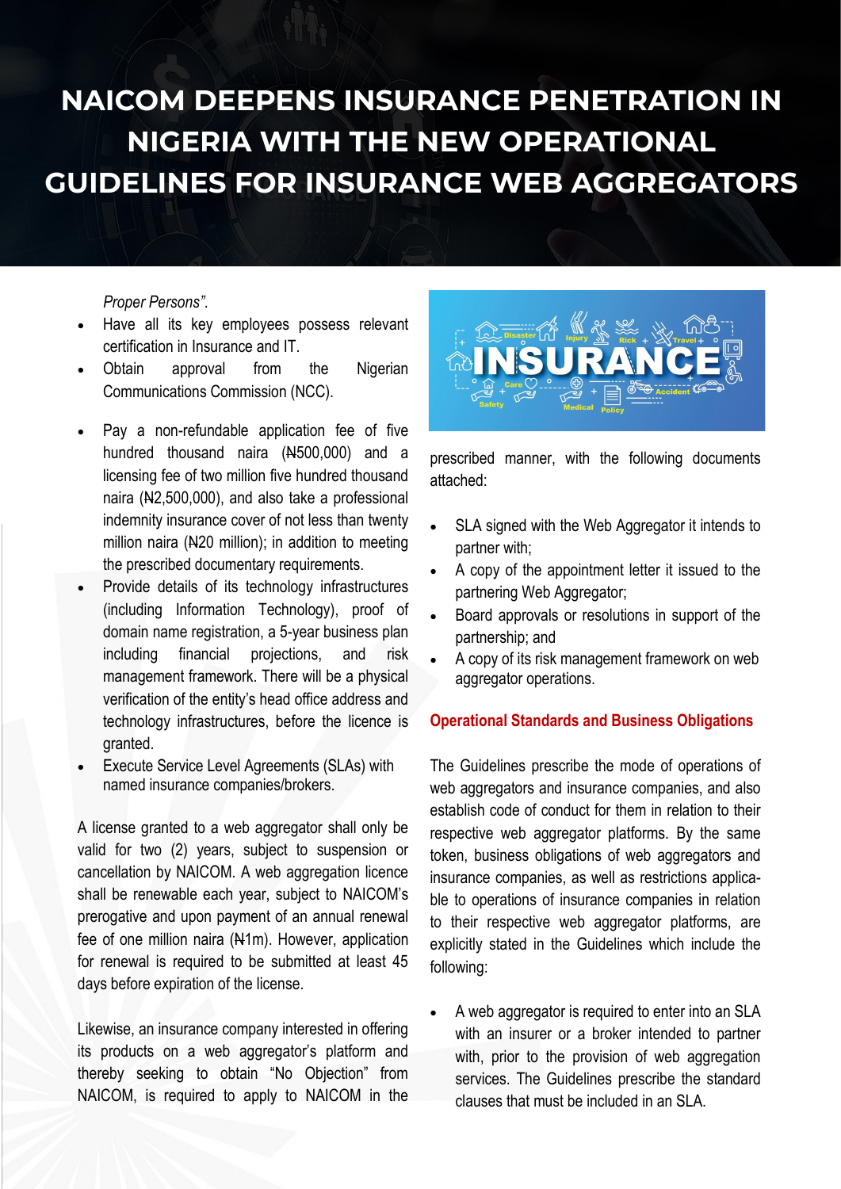# NAICOM DEEPENS INSURANCE PENETRATION IN NIGERIA WITH THE NEW OPERATIONAL GUIDELINES FOR INSURANCE WEB AGGREGATORS

*Proper Persons"*.

- Have all its key employees possess relevant certification in Insurance and IT.
- Obtain approval from the Nigerian Communications Commission (NCC).
- Pay a non-refundable application fee of five hundred thousand naira (₦500,000) and a licensing fee of two million five hundred thousand naira (₦2,500,000), and also take a professional indemnity insurance cover of not less than twenty million naira (₦20 million); in addition to meeting the prescribed documentary requirements.
- Provide details of its technology infrastructures (including Information Technology), proof of domain name registration, a 5-year business plan including financial projections, and risk management framework. There will be a physical verification of the entity's head office address and technology infrastructures, before the licence is granted.
- Execute Service Level Agreements (SLAs) with named insurance companies/brokers.

A license granted to a web aggregator shall only be valid for two (2) years, subject to suspension or cancellation by NAICOM. A web aggregation licence shall be renewable each year, subject to NAICOM's prerogative and upon payment of an annual renewal fee of one million naira (₦1m). However, application for renewal is required to be submitted at least 45 days before expiration of the license.

Likewise, an insurance company interested in offering its products on a web aggregator's platform and thereby seeking to obtain "No Objection" from NAICOM, is required to apply to NAICOM in the prescribed manner, with the following documents attached:

- SLA signed with the Web Aggregator it intends to partner with;
- A copy of the appointment letter it issued to the partnering Web Aggregator;
- Board approvals or resolutions in support of the partnership; and
- A copy of its risk management framework on web aggregator operations.

## Operational Standards and Business Obligations

The Guidelines prescribe the mode of operations of web aggregators and insurance companies, and also establish code of conduct for them in relation to their respective web aggregator platforms. By the same token, business obligations of web aggregators and insurance companies, as well as restrictions applicable to operations of insurance companies in relation to their respective web aggregator platforms, are explicitly stated in the Guidelines which include the following:

- A web aggregator is required to enter into an SLA with an insurer or a broker intended to partner with, prior to the provision of web aggregation services. The Guidelines prescribe the standard clauses that must be included in an SLA.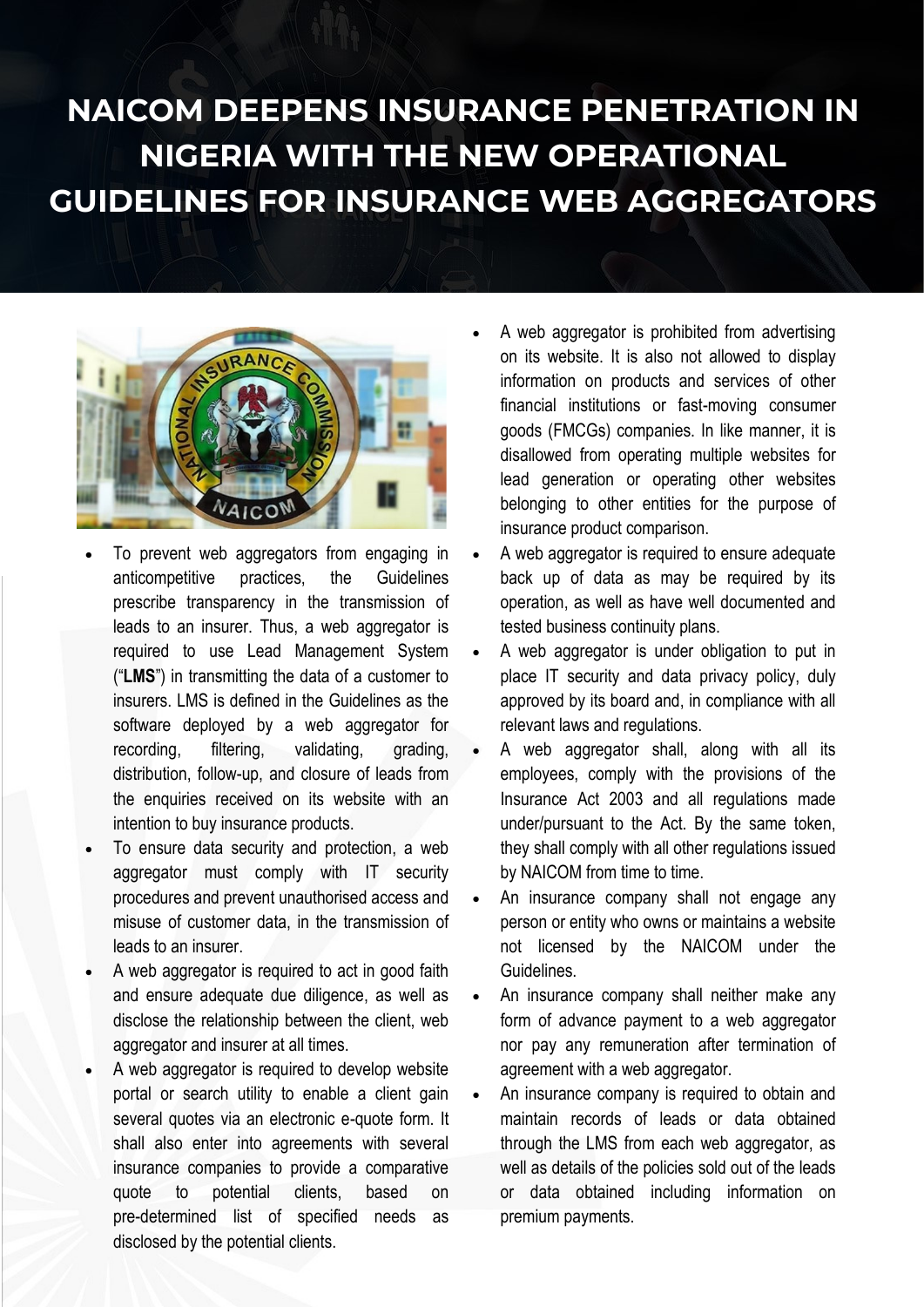# NAICOM DEEPENS INSURANCE PENETRATION IN NIGERIA WITH THE NEW OPERATIONAL GUIDELINES FOR INSURANCE WEB AGGREGATORS

- To prevent web aggregators from engaging in anticompetitive practices, the Guidelines prescribe transparency in the transmission of leads to an insurer. Thus, a web aggregator is required to use Lead Management System ("**LMS**") in transmitting the data of a customer to insurers. LMS is defined in the Guidelines as the software deployed by a web aggregator for recording, filtering, validating, grading, distribution, follow-up, and closure of leads from the enquiries received on its website with an intention to buy insurance products.
- To ensure data security and protection, a web aggregator must comply with IT security procedures and prevent unauthorised access and misuse of customer data, in the transmission of leads to an insurer.
- A web aggregator is required to act in good faith and ensure adequate due diligence, as well as disclose the relationship between the client, web aggregator and insurer at all times.
- A web aggregator is required to develop website portal or search utility to enable a client gain several quotes via an electronic e-quote form. It shall also enter into agreements with several insurance companies to provide a comparative quote to potential clients, based on pre-determined list of specified needs as disclosed by the potential clients.
- A web aggregator is prohibited from advertising on its website. It is also not allowed to display information on products and services of other financial institutions or fast-moving consumer goods (FMCGs) companies. In like manner, it is disallowed from operating multiple websites for lead generation or operating other websites belonging to other entities for the purpose of insurance product comparison.
- A web aggregator is required to ensure adequate back up of data as may be required by its operation, as well as have well documented and tested business continuity plans.
- A web aggregator is under obligation to put in place IT security and data privacy policy, duly approved by its board and, in compliance with all relevant laws and regulations.
- A web aggregator shall, along with all its employees, comply with the provisions of the Insurance Act 2003 and all regulations made under/pursuant to the Act. By the same token, they shall comply with all other regulations issued by NAICOM from time to time.
- An insurance company shall not engage any person or entity who owns or maintains a website not licensed by the NAICOM under the Guidelines.
- An insurance company shall neither make any form of advance payment to a web aggregator nor pay any remuneration after termination of agreement with a web aggregator.
- An insurance company is required to obtain and maintain records of leads or data obtained through the LMS from each web aggregator, as well as details of the policies sold out of the leads or data obtained including information on premium payments.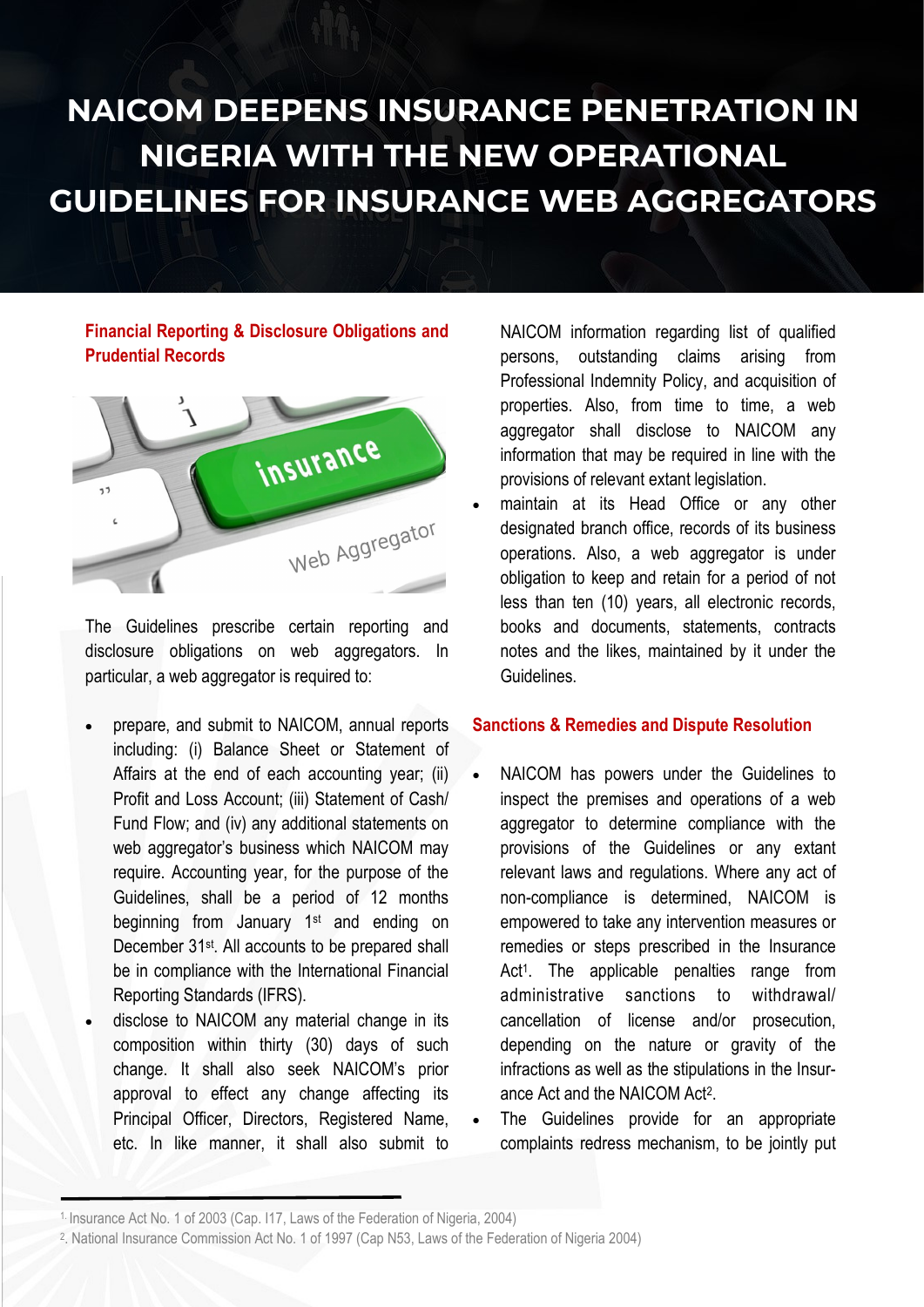# NAICOM DEEPENS INSURANCE PENETRATION IN NIGERIA WITH THE NEW OPERATIONAL GUIDELINES FOR INSURANCE WEB AGGREGATORS

### Financial Reporting & Disclosure Obligations and Prudential Records

The Guidelines prescribe certain reporting and disclosure obligations on web aggregators. In particular, a web aggregator is required to:

- prepare, and submit to NAICOM, annual reports including: (i) Balance Sheet or Statement of Affairs at the end of each accounting year; (ii) Profit and Loss Account; (iii) Statement of Cash/ Fund Flow; and (iv) any additional statements on web aggregator's business which NAICOM may require. Accounting year, for the purpose of the Guidelines, shall be a period of 12 months beginning from January 1st and ending on December 31st. All accounts to be prepared shall be in compliance with the International Financial Reporting Standards (IFRS).
- disclose to NAICOM any material change in its composition within thirty (30) days of such change. It shall also seek NAICOM's prior approval to effect any change affecting its Principal Officer, Directors, Registered Name, etc. In like manner, it shall also submit to NAICOM information regarding list of qualified persons, outstanding claims arising from Professional Indemnity Policy, and acquisition of properties. Also, from time to time, a web aggregator shall disclose to NAICOM any information that may be required in line with the provisions of relevant extant legislation.
- maintain at its Head Office or any other designated branch office, records of its business operations. Also, a web aggregator is under obligation to keep and retain for a period of not less than ten (10) years, all electronic records, books and documents, statements, contracts notes and the likes, maintained by it under the Guidelines.

### Sanctions & Remedies and Dispute Resolution

- NAICOM has powers under the Guidelines to inspect the premises and operations of a web aggregator to determine compliance with the provisions of the Guidelines or any extant relevant laws and regulations. Where any act of non-compliance is determined, NAICOM is empowered to take any intervention measures or remedies or steps prescribed in the Insurance Act[1]. The applicable penalties range from administrative sanctions to withdrawal/ cancellation of license and/or prosecution, depending on the nature or gravity of the infractions as well as the stipulations in the Insurance Act and the NAICOM Act[2].
- The Guidelines provide for an appropriate complaints redress mechanism, to be jointly put

---

[1] Insurance Act No. 1 of 2003 (Cap. I17, Laws of the Federation of Nigeria, 2004)

[2] National Insurance Commission Act No. 1 of 1997 (Cap N53, Laws of the Federation of Nigeria 2004)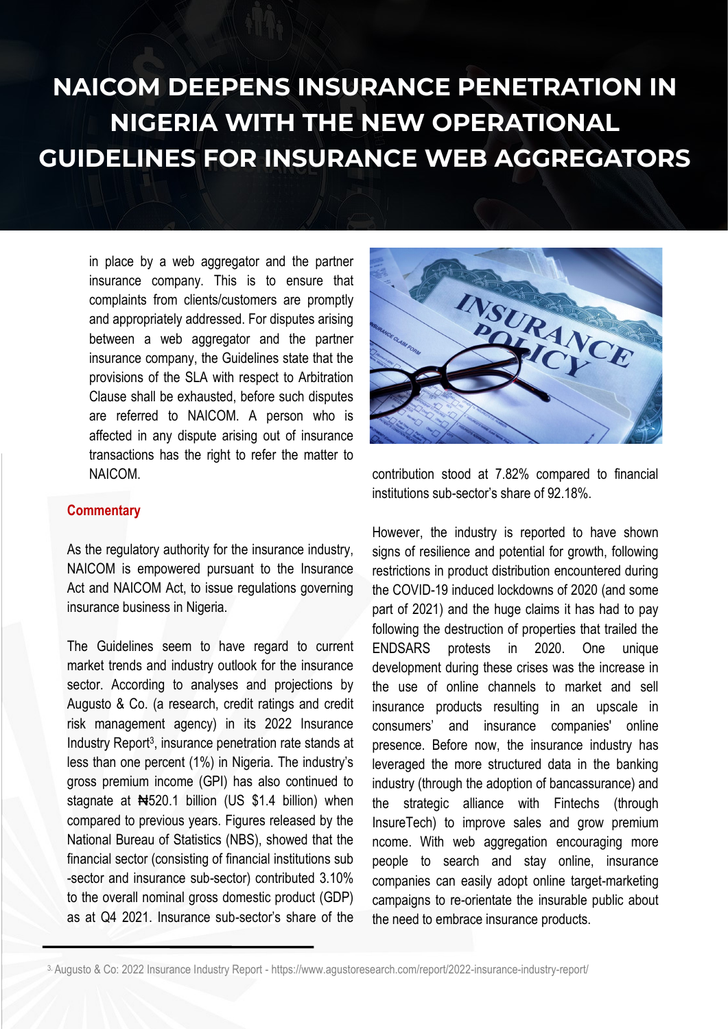# NAICOM DEEPENS INSURANCE PENETRATION IN NIGERIA WITH THE NEW OPERATIONAL GUIDELINES FOR INSURANCE WEB AGGREGATORS

in place by a web aggregator and the partner insurance company. This is to ensure that complaints from clients/customers are promptly and appropriately addressed. For disputes arising between a web aggregator and the partner insurance company, the Guidelines state that the provisions of the SLA with respect to Arbitration Clause shall be exhausted, before such disputes are referred to NAICOM. A person who is affected in any dispute arising out of insurance transactions has the right to refer the matter to NAICOM.

## Commentary

As the regulatory authority for the insurance industry, NAICOM is empowered pursuant to the Insurance Act and NAICOM Act, to issue regulations governing insurance business in Nigeria.

The Guidelines seem to have regard to current market trends and industry outlook for the insurance sector. According to analyses and projections by Augusto & Co. (a research, credit ratings and credit risk management agency) in its 2022 Insurance Industry Report[3], insurance penetration rate stands at less than one percent (1%) in Nigeria. The industry's gross premium income (GPI) has also continued to stagnate at ₦520.1 billion (US $1.4 billion) when compared to previous years. Figures released by the National Bureau of Statistics (NBS), showed that the financial sector (consisting of financial institutions sub -sector and insurance sub-sector) contributed 3.10% to the overall nominal gross domestic product (GDP) as at Q4 2021. Insurance sub-sector's share of the contribution stood at 7.82% compared to financial institutions sub-sector's share of 92.18%.

However, the industry is reported to have shown signs of resilience and potential for growth, following restrictions in product distribution encountered during the COVID-19 induced lockdowns of 2020 (and some part of 2021) and the huge claims it has had to pay following the destruction of properties that trailed the ENDSARS protests in 2020. One unique development during these crises was the increase in the use of online channels to market and sell insurance products resulting in an upscale in consumers' and insurance companies' online presence. Before now, the insurance industry has leveraged the more structured data in the banking industry (through the adoption of bancassurance) and the strategic alliance with Fintechs (through InsureTech) to improve sales and grow premium ncome. With web aggregation encouraging more people to search and stay online, insurance companies can easily adopt online target-marketing campaigns to re-orientate the insurable public about the need to embrace insurance products.

[3] Augusto & Co: 2022 Insurance Industry Report - https://www.agustoresearch.com/report/2022-insurance-industry-report/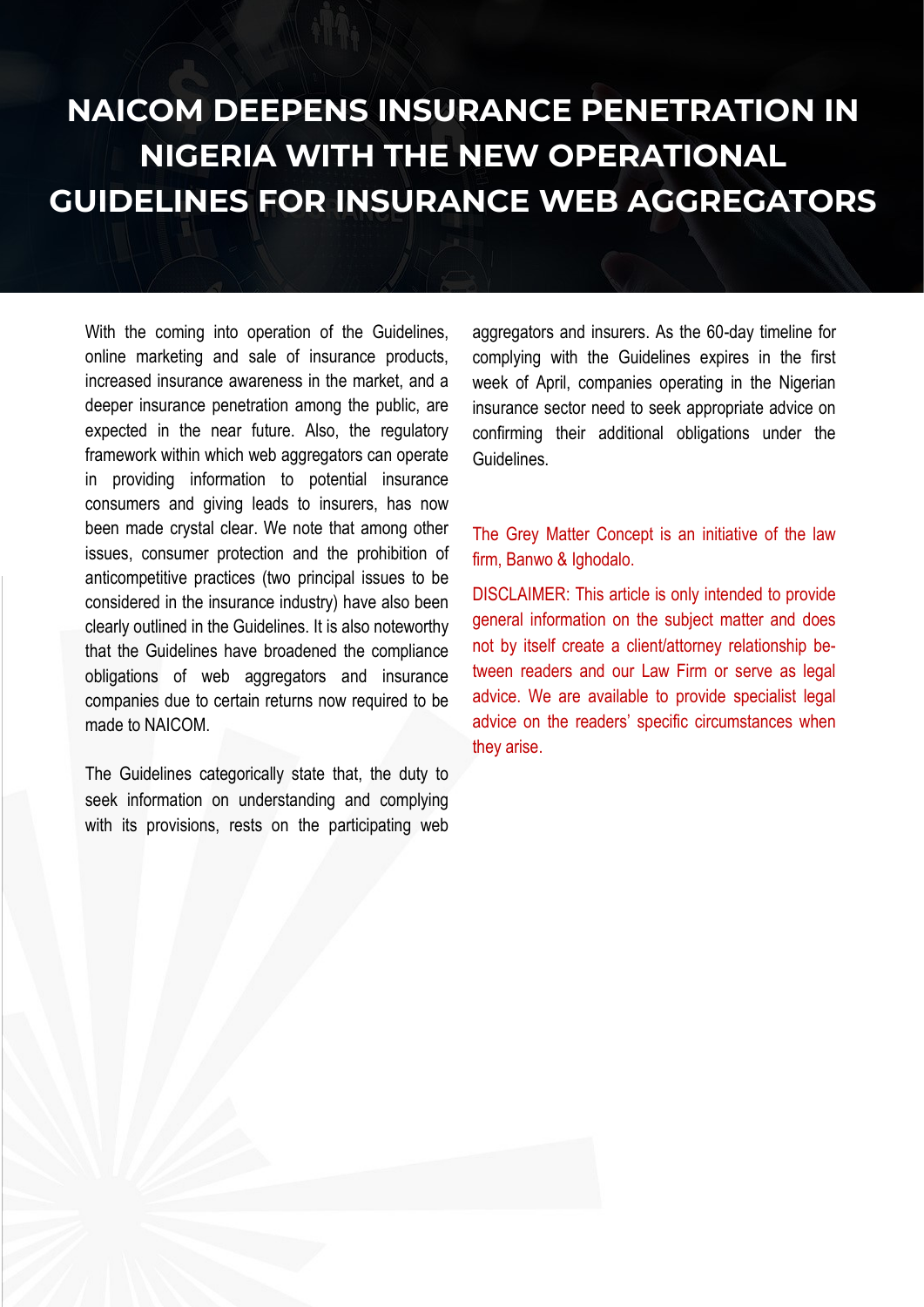# NAICOM DEEPENS INSURANCE PENETRATION IN NIGERIA WITH THE NEW OPERATIONAL GUIDELINES FOR INSURANCE WEB AGGREGATORS

With the coming into operation of the Guidelines, online marketing and sale of insurance products, increased insurance awareness in the market, and a deeper insurance penetration among the public, are expected in the near future. Also, the regulatory framework within which web aggregators can operate in providing information to potential insurance consumers and giving leads to insurers, has now been made crystal clear. We note that among other issues, consumer protection and the prohibition of anticompetitive practices (two principal issues to be considered in the insurance industry) have also been clearly outlined in the Guidelines. It is also noteworthy that the Guidelines have broadened the compliance obligations of web aggregators and insurance companies due to certain returns now required to be made to NAICOM.

The Guidelines categorically state that, the duty to seek information on understanding and complying with its provisions, rests on the participating web aggregators and insurers. As the 60-day timeline for complying with the Guidelines expires in the first week of April, companies operating in the Nigerian insurance sector need to seek appropriate advice on confirming their additional obligations under the Guidelines.

The Grey Matter Concept is an initiative of the law firm, Banwo & Ighodalo.

DISCLAIMER: This article is only intended to provide general information on the subject matter and does not by itself create a client/attorney relationship between readers and our Law Firm or serve as legal advice. We are available to provide specialist legal advice on the readers' specific circumstances when they arise.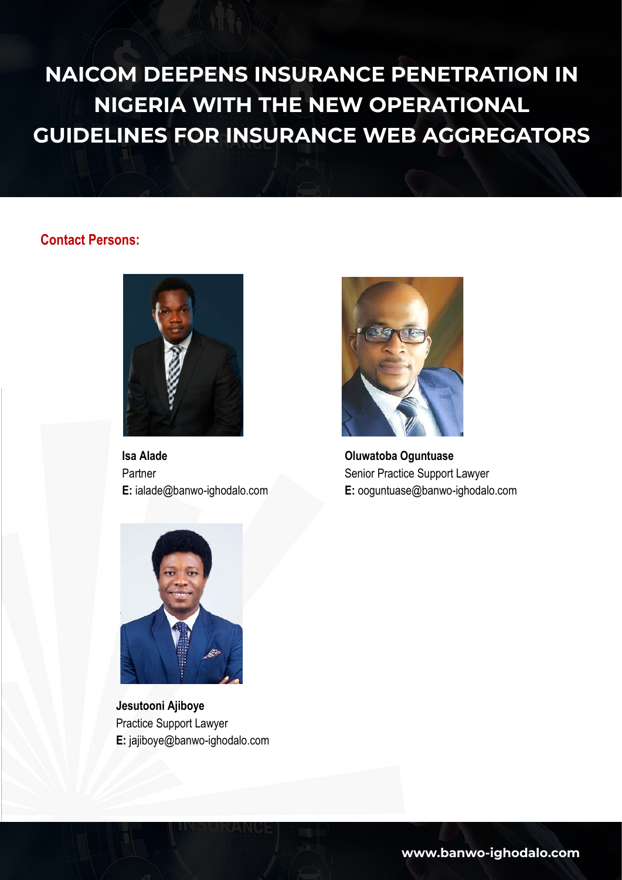# NAICOM DEEPENS INSURANCE PENETRATION IN NIGERIA WITH THE NEW OPERATIONAL GUIDELINES FOR INSURANCE WEB AGGREGATORS

**Contact Persons:**

**Isa Alade**
Partner
**E:** ialade@banwo-ighodalo.com

**Oluwatoba Oguntuase**
Senior Practice Support Lawyer
**E:** ooguntuase@banwo-ighodalo.com

**Jesutooni Ajiboye**
Practice Support Lawyer
**E:** jajiboye@banwo-ighodalo.com

**www.banwo-ighodalo.com**